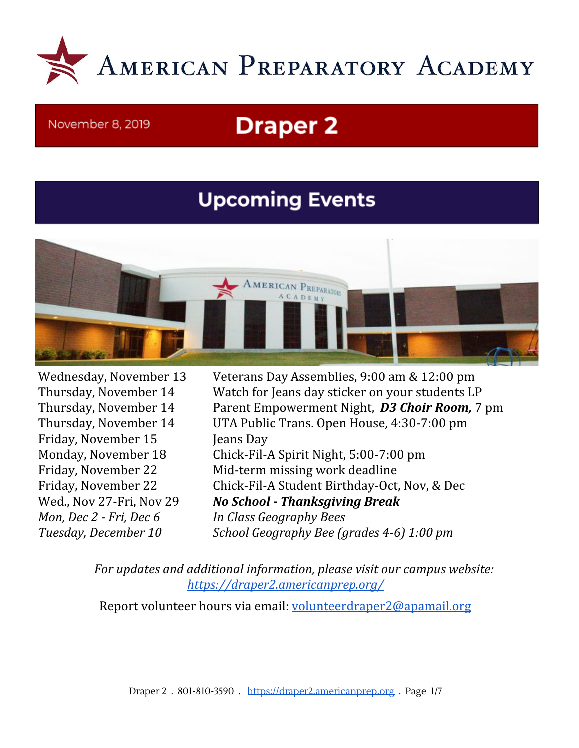# American Preparatory Academy

November 8, 2019

# Draper 2

## Upcoming Events

| | |
|---|---|
| Wednesday, November 13 | Veterans Day Assemblies, 9:00 am & 12:00 pm |
| Thursday, November 14 | Watch for Jeans day sticker on your students LP |
| Thursday, November 14 | Parent Empowerment Night, ***D3 Choir Room,*** 7 pm |
| Thursday, November 14 | UTA Public Trans. Open House, 4:30-7:00 pm |
| Friday, November 15 | Jeans Day |
| Monday, November 18 | Chick-Fil-A Spirit Night, 5:00-7:00 pm |
| Friday, November 22 | Mid-term missing work deadline |
| Friday, November 22 | Chick-Fil-A Student Birthday-Oct, Nov, & Dec |
| Wed., Nov 27-Fri, Nov 29 | ***No School - Thanksgiving Break*** |
| *Mon, Dec 2 - Fri, Dec 6* | *In Class Geography Bees* |
| *Tuesday, December 10* | *School Geography Bee (grades 4-6) 1:00 pm* |

*For updates and additional information, please visit our campus website: https://draper2.americanprep.org/*

Report volunteer hours via email: volunteerdraper2@apamail.org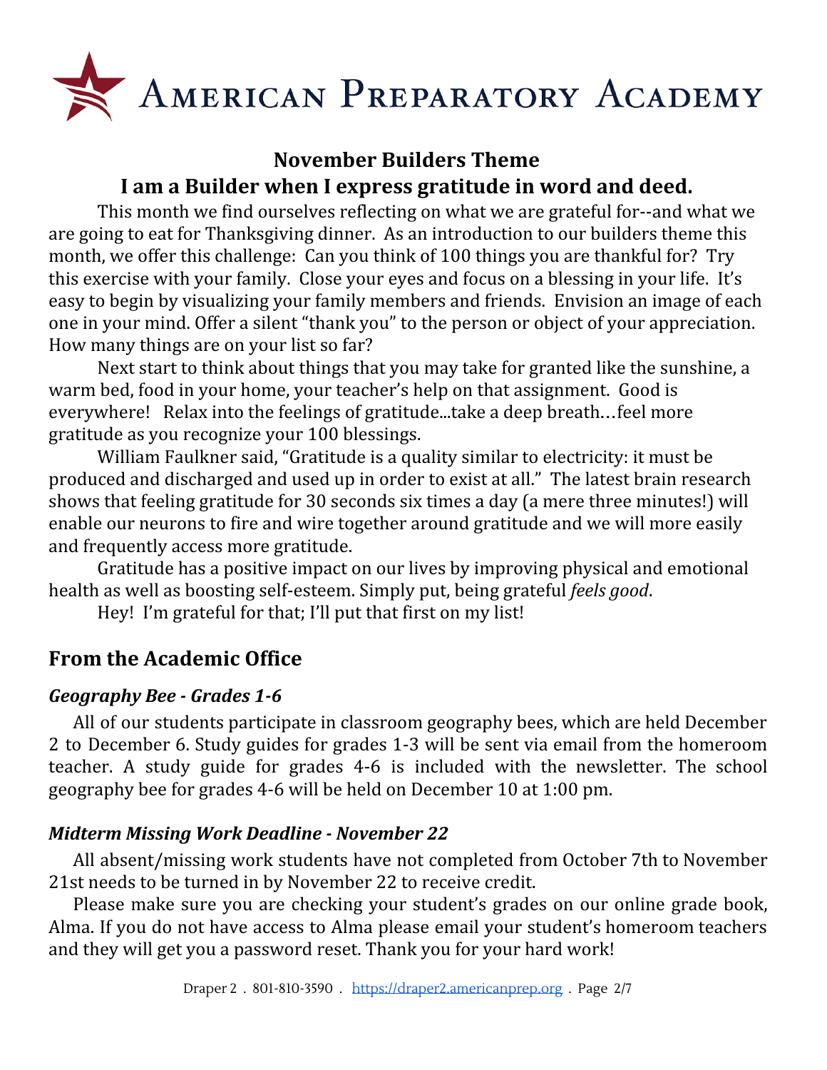AMERICAN PREPARATORY ACADEMY

## November Builders Theme

## I am a Builder when I express gratitude in word and deed.

This month we find ourselves reflecting on what we are grateful for--and what we are going to eat for Thanksgiving dinner. As an introduction to our builders theme this month, we offer this challenge: Can you think of 100 things you are thankful for? Try this exercise with your family. Close your eyes and focus on a blessing in your life. It's easy to begin by visualizing your family members and friends. Envision an image of each one in your mind. Offer a silent "thank you" to the person or object of your appreciation. How many things are on your list so far?

Next start to think about things that you may take for granted like the sunshine, a warm bed, food in your home, your teacher's help on that assignment. Good is everywhere! Relax into the feelings of gratitude...take a deep breath…feel more gratitude as you recognize your 100 blessings.

William Faulkner said, "Gratitude is a quality similar to electricity: it must be produced and discharged and used up in order to exist at all." The latest brain research shows that feeling gratitude for 30 seconds six times a day (a mere three minutes!) will enable our neurons to fire and wire together around gratitude and we will more easily and frequently access more gratitude.

Gratitude has a positive impact on our lives by improving physical and emotional health as well as boosting self-esteem. Simply put, being grateful *feels good*.

Hey! I'm grateful for that; I'll put that first on my list!

## From the Academic Office

### *Geography Bee - Grades 1-6*

All of our students participate in classroom geography bees, which are held December 2 to December 6. Study guides for grades 1-3 will be sent via email from the homeroom teacher. A study guide for grades 4-6 is included with the newsletter. The school geography bee for grades 4-6 will be held on December 10 at 1:00 pm.

### *Midterm Missing Work Deadline - November 22*

All absent/missing work students have not completed from October 7th to November 21st needs to be turned in by November 22 to receive credit.

Please make sure you are checking your student's grades on our online grade book, Alma. If you do not have access to Alma please email your student's homeroom teachers and they will get you a password reset. Thank you for your hard work!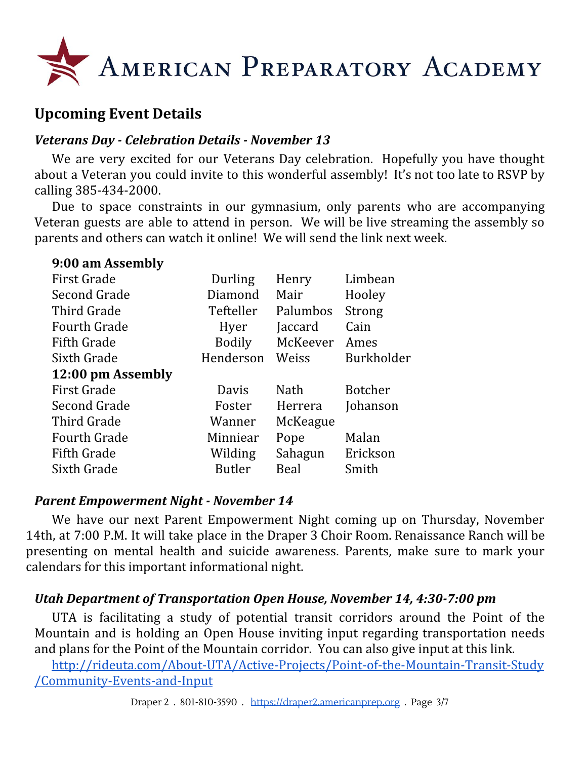# AMERICAN PREPARATORY ACADEMY

## Upcoming Event Details

### *Veterans Day - Celebration Details - November 13*

We are very excited for our Veterans Day celebration. Hopefully you have thought about a Veteran you could invite to this wonderful assembly! It's not too late to RSVP by calling 385-434-2000.

Due to space constraints in our gymnasium, only parents who are accompanying Veteran guests are able to attend in person. We will be live streaming the assembly so parents and others can watch it online! We will send the link next week.

| **9:00 am Assembly** | | | |
|---|---|---|---|
| First Grade | Durling | Henry | Limbean |
| Second Grade | Diamond | Mair | Hooley |
| Third Grade | Tefteller | Palumbos | Strong |
| Fourth Grade | Hyer | Jaccard | Cain |
| Fifth Grade | Bodily | McKeever | Ames |
| Sixth Grade | Henderson | Weiss | Burkholder |
| **12:00 pm Assembly** | | | |
| First Grade | Davis | Nath | Botcher |
| Second Grade | Foster | Herrera | Johanson |
| Third Grade | Wanner | McKeague | |
| Fourth Grade | Minniear | Pope | Malan |
| Fifth Grade | Wilding | Sahagun | Erickson |
| Sixth Grade | Butler | Beal | Smith |

### *Parent Empowerment Night - November 14*

We have our next Parent Empowerment Night coming up on Thursday, November 14th, at 7:00 P.M. It will take place in the Draper 3 Choir Room. Renaissance Ranch will be presenting on mental health and suicide awareness. Parents, make sure to mark your calendars for this important informational night.

### *Utah Department of Transportation Open House, November 14, 4:30-7:00 pm*

UTA is facilitating a study of potential transit corridors around the Point of the Mountain and is holding an Open House inviting input regarding transportation needs and plans for the Point of the Mountain corridor. You can also give input at this link.

http://rideuta.com/About-UTA/Active-Projects/Point-of-the-Mountain-Transit-Study/Community-Events-and-Input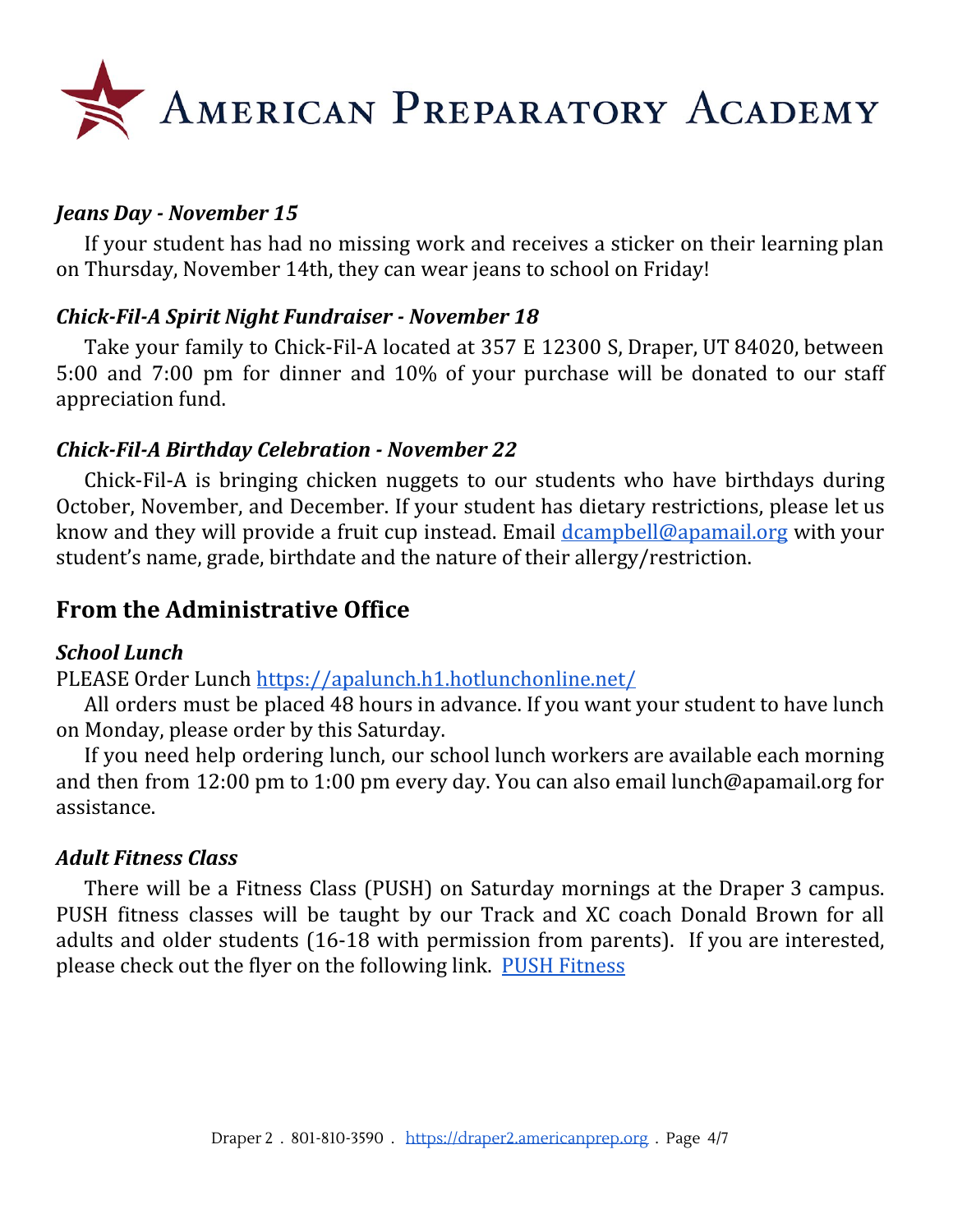### *Jeans Day - November 15*

If your student has had no missing work and receives a sticker on their learning plan on Thursday, November 14th, they can wear jeans to school on Friday!

### *Chick-Fil-A Spirit Night Fundraiser - November 18*

Take your family to Chick-Fil-A located at 357 E 12300 S, Draper, UT 84020, between 5:00 and 7:00 pm for dinner and 10% of your purchase will be donated to our staff appreciation fund.

### *Chick-Fil-A Birthday Celebration - November 22*

Chick-Fil-A is bringing chicken nuggets to our students who have birthdays during October, November, and December. If your student has dietary restrictions, please let us know and they will provide a fruit cup instead. Email [dcampbell@apamail.org](mailto:dcampbell@apamail.org) with your student's name, grade, birthdate and the nature of their allergy/restriction.

## From the Administrative Office

### *School Lunch*

PLEASE Order Lunch [https://apalunch.h1.hotlunchonline.net/](https://apalunch.h1.hotlunchonline.net/)

All orders must be placed 48 hours in advance. If you want your student to have lunch on Monday, please order by this Saturday.

If you need help ordering lunch, our school lunch workers are available each morning and then from 12:00 pm to 1:00 pm every day. You can also email lunch@apamail.org for assistance.

### *Adult Fitness Class*

There will be a Fitness Class (PUSH) on Saturday mornings at the Draper 3 campus. PUSH fitness classes will be taught by our Track and XC coach Donald Brown for all adults and older students (16-18 with permission from parents). If you are interested, please check out the flyer on the following link. [PUSH Fitness]()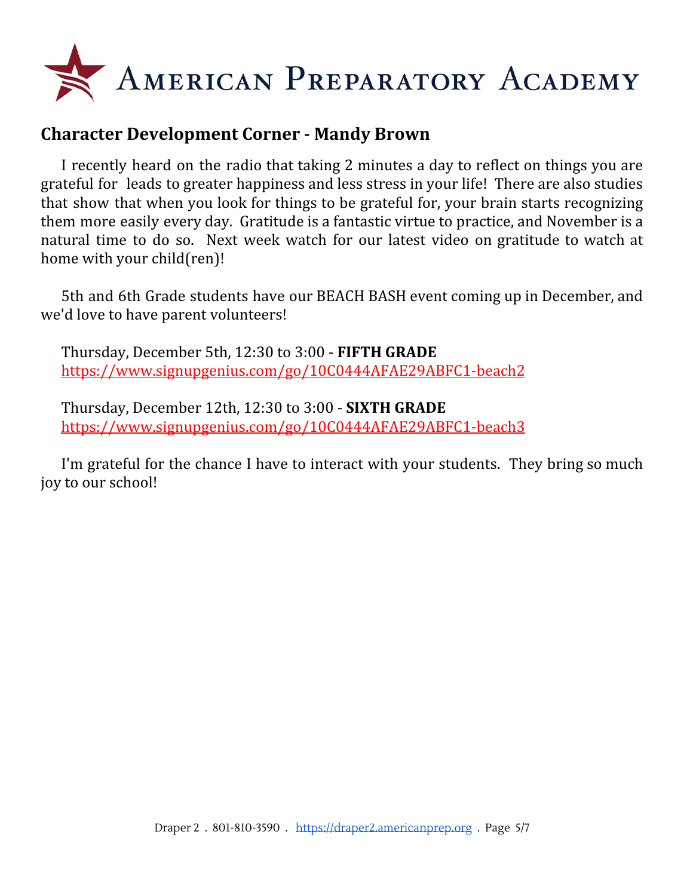# American Preparatory Academy

## Character Development Corner - Mandy Brown

I recently heard on the radio that taking 2 minutes a day to reflect on things you are grateful for leads to greater happiness and less stress in your life! There are also studies that show that when you look for things to be grateful for, your brain starts recognizing them more easily every day. Gratitude is a fantastic virtue to practice, and November is a natural time to do so. Next week watch for our latest video on gratitude to watch at home with your child(ren)!

5th and 6th Grade students have our BEACH BASH event coming up in December, and we'd love to have parent volunteers!

Thursday, December 5th, 12:30 to 3:00 - **FIFTH GRADE**
https://www.signupgenius.com/go/10C0444AFAE29ABFC1-beach2

Thursday, December 12th, 12:30 to 3:00 - **SIXTH GRADE**
https://www.signupgenius.com/go/10C0444AFAE29ABFC1-beach3

I'm grateful for the chance I have to interact with your students. They bring so much joy to our school!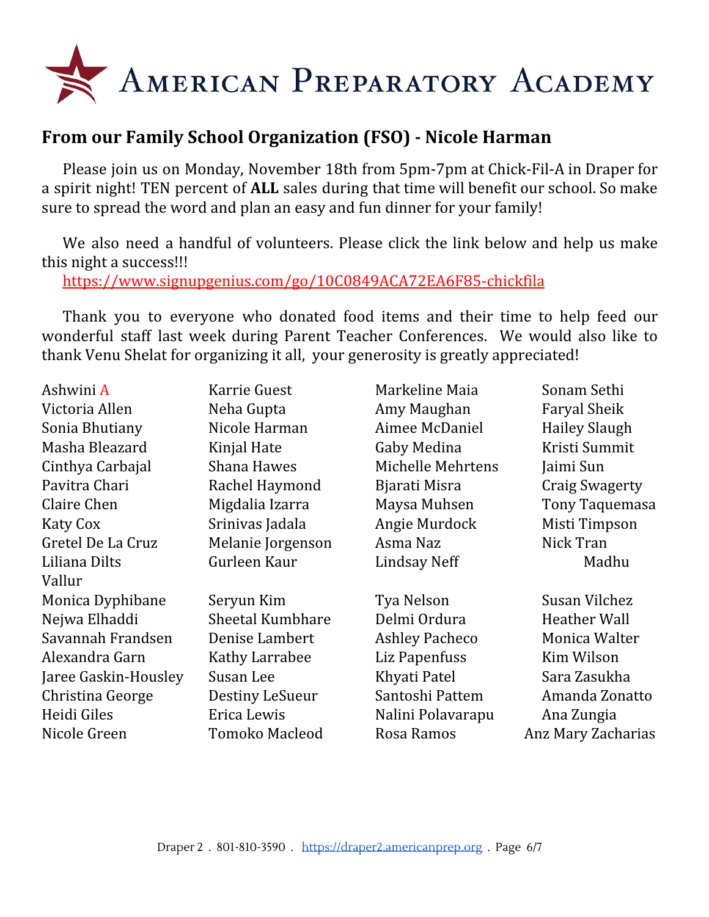# American Preparatory Academy

## From our Family School Organization (FSO) - Nicole Harman

Please join us on Monday, November 18th from 5pm-7pm at Chick-Fil-A in Draper for a spirit night! TEN percent of **ALL** sales during that time will benefit our school. So make sure to spread the word and plan an easy and fun dinner for your family!

We also need a handful of volunteers. Please click the link below and help us make this night a success!!!

https://www.signupgenius.com/go/10C0849ACA72EA6F85-chickfila

Thank you to everyone who donated food items and their time to help feed our wonderful staff last week during Parent Teacher Conferences. We would also like to thank Venu Shelat for organizing it all, your generosity is greatly appreciated!

Ashwini A
Victoria Allen
Sonia Bhutiany
Masha Bleazard
Cinthya Carbajal
Pavitra Chari
Claire Chen
Katy Cox
Gretel De La Cruz
Liliana Dilts
Madhu Vallur
Monica Dyphibane
Nejwa Elhaddi
Savannah Frandsen
Alexandra Garn
Jaree Gaskin-Housley
Christina George
Heidi Giles
Nicole Green
Karrie Guest
Neha Gupta
Nicole Harman
Kinjal Hate
Shana Hawes
Rachel Haymond
Migdalia Izarra
Srinivas Jadala
Melanie Jorgenson
Gurleen Kaur
Seryun Kim
Sheetal Kumbhare
Denise Lambert
Kathy Larrabee
Susan Lee
Destiny LeSueur
Erica Lewis
Tomoko Macleod
Markeline Maia
Amy Maughan
Aimee McDaniel
Gaby Medina
Michelle Mehrtens
Bjarati Misra
Maysa Muhsen
Angie Murdock
Asma Naz
Lindsay Neff
Tya Nelson
Delmi Ordura
Ashley Pacheco
Liz Papenfuss
Khyati Patel
Santoshi Pattem
Nalini Polavarapu
Rosa Ramos
Sonam Sethi
Faryal Sheik
Hailey Slaugh
Kristi Summit
Jaimi Sun
Craig Swagerty
Tony Taquemasa
Misti Timpson
Nick Tran
Susan Vilchez
Heather Wall
Monica Walter
Kim Wilson
Sara Zasukha
Amanda Zonatto
Ana Zungia
Anz Mary Zacharias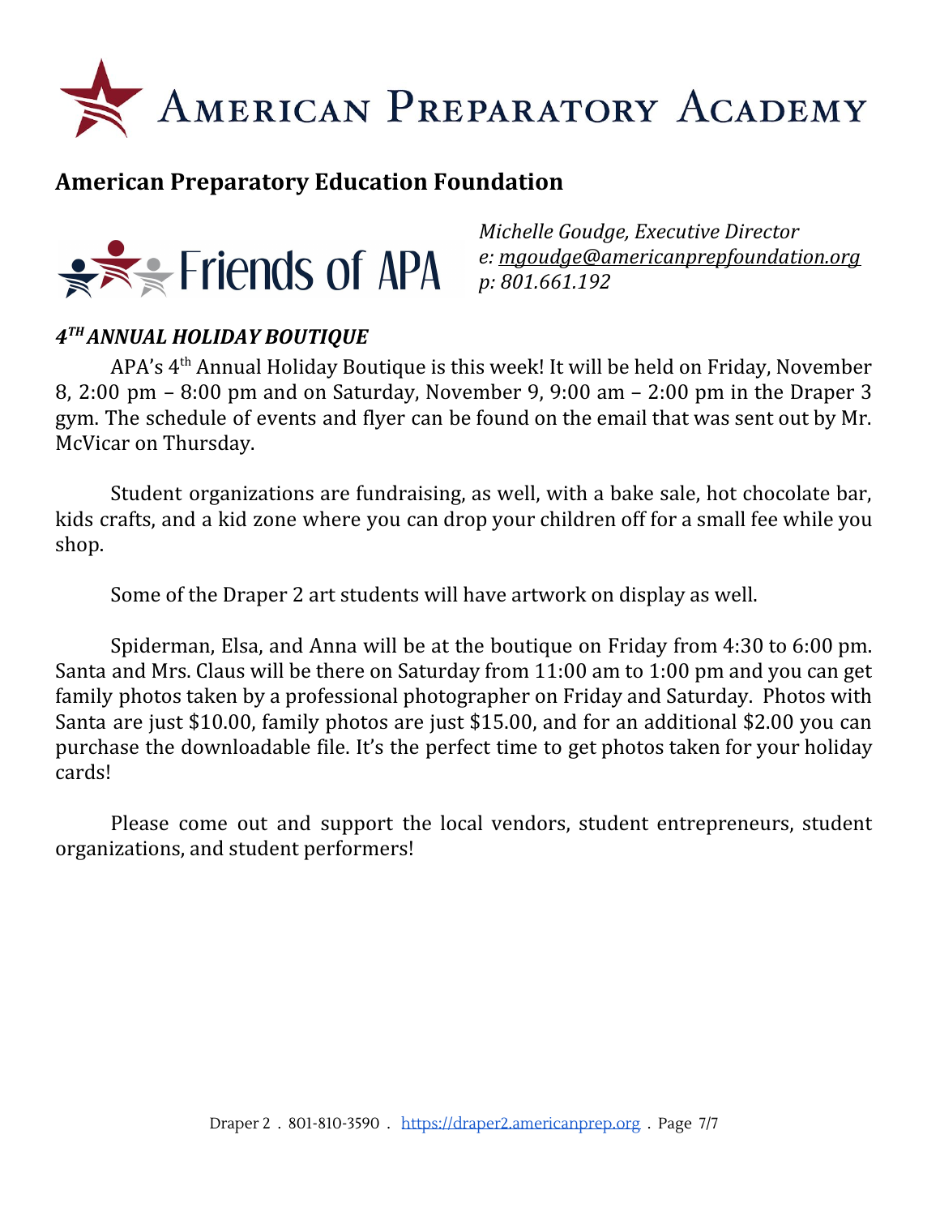# American Preparatory Academy

## American Preparatory Education Foundation

Friends of APA

*Michelle Goudge, Executive Director*
*e: mgoudge@americanprepfoundation.org*
*p: 801.661.192*

### *4TH ANNUAL HOLIDAY BOUTIQUE*

APA's 4th Annual Holiday Boutique is this week! It will be held on Friday, November 8, 2:00 pm – 8:00 pm and on Saturday, November 9, 9:00 am – 2:00 pm in the Draper 3 gym. The schedule of events and flyer can be found on the email that was sent out by Mr. McVicar on Thursday.

Student organizations are fundraising, as well, with a bake sale, hot chocolate bar, kids crafts, and a kid zone where you can drop your children off for a small fee while you shop.

Some of the Draper 2 art students will have artwork on display as well.

Spiderman, Elsa, and Anna will be at the boutique on Friday from 4:30 to 6:00 pm. Santa and Mrs. Claus will be there on Saturday from 11:00 am to 1:00 pm and you can get family photos taken by a professional photographer on Friday and Saturday. Photos with Santa are just $10.00, family photos are just $15.00, and for an additional $2.00 you can purchase the downloadable file. It's the perfect time to get photos taken for your holiday cards!

Please come out and support the local vendors, student entrepreneurs, student organizations, and student performers!